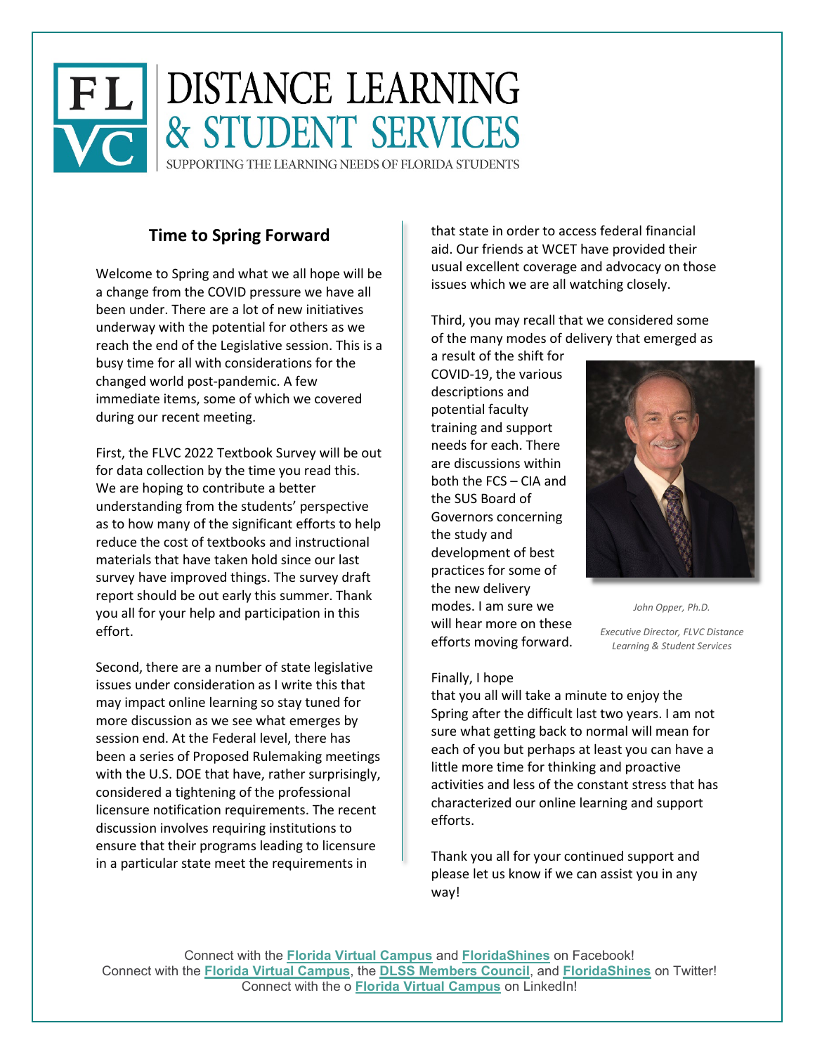# FLVC DISTANCE LEARNING & STUDENT SERVICES

SUPPORTING THE LEARNING NEEDS OF FLORIDA STUDENTS

## Time to Spring Forward

Welcome to Spring and what we all hope will be a change from the COVID pressure we have all been under. There are a lot of new initiatives underway with the potential for others as we reach the end of the Legislative session. This is a busy time for all with considerations for the changed world post-pandemic. A few immediate items, some of which we covered during our recent meeting.

First, the FLVC 2022 Textbook Survey will be out for data collection by the time you read this. We are hoping to contribute a better understanding from the students' perspective as to how many of the significant efforts to help reduce the cost of textbooks and instructional materials that have taken hold since our last survey have improved things. The survey draft report should be out early this summer. Thank you all for your help and participation in this effort.

Second, there are a number of state legislative issues under consideration as I write this that may impact online learning so stay tuned for more discussion as we see what emerges by session end. At the Federal level, there has been a series of Proposed Rulemaking meetings with the U.S. DOE that have, rather surprisingly, considered a tightening of the professional licensure notification requirements. The recent discussion involves requiring institutions to ensure that their programs leading to licensure in a particular state meet the requirements in that state in order to access federal financial aid. Our friends at WCET have provided their usual excellent coverage and advocacy on those issues which we are all watching closely.

Third, you may recall that we considered some of the many modes of delivery that emerged as a result of the shift for COVID-19, the various descriptions and potential faculty training and support needs for each. There are discussions within both the FCS – CIA and the SUS Board of Governors concerning the study and development of best practices for some of the new delivery modes. I am sure we will hear more on these efforts moving forward.

*John Opper, Ph.D.*

*Executive Director, FLVC Distance Learning & Student Services*

Finally, I hope that you all will take a minute to enjoy the Spring after the difficult last two years. I am not sure what getting back to normal will mean for each of you but perhaps at least you can have a little more time for thinking and proactive activities and less of the constant stress that has characterized our online learning and support efforts.

Thank you all for your continued support and please let us know if we can assist you in any way!

Connect with the **Florida Virtual Campus** and **FloridaShines** on Facebook!
Connect with the **Florida Virtual Campus**, the **DLSS Members Council**, and **FloridaShines** on Twitter!
Connect with the o **Florida Virtual Campus** on LinkedIn!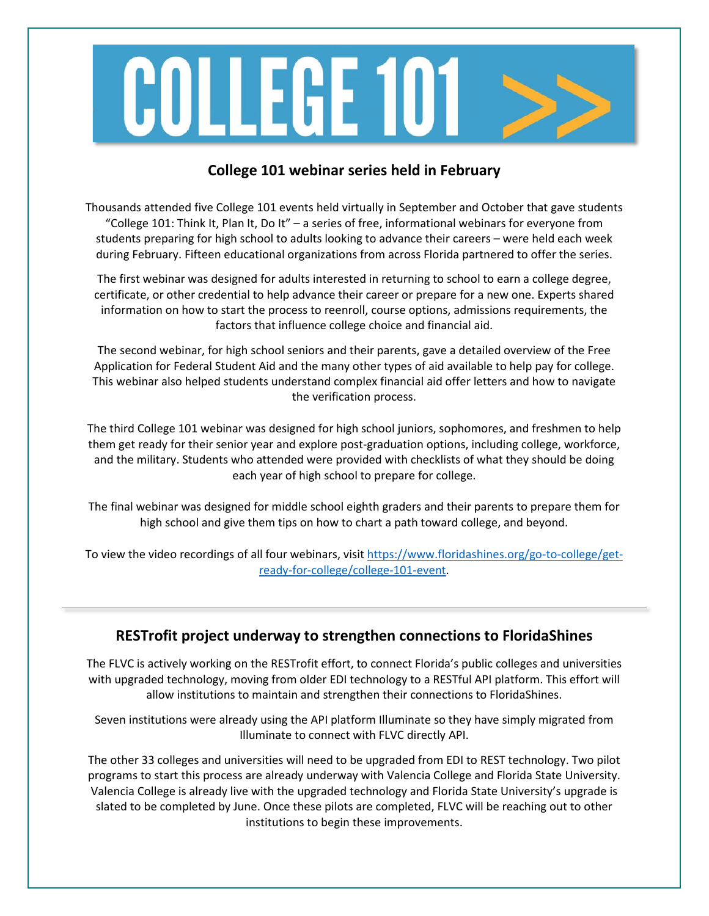# COLLEGE 101

## College 101 webinar series held in February

Thousands attended five College 101 events held virtually in September and October that gave students "College 101: Think It, Plan It, Do It" – a series of free, informational webinars for everyone from students preparing for high school to adults looking to advance their careers – were held each week during February. Fifteen educational organizations from across Florida partnered to offer the series.

The first webinar was designed for adults interested in returning to school to earn a college degree, certificate, or other credential to help advance their career or prepare for a new one. Experts shared information on how to start the process to reenroll, course options, admissions requirements, the factors that influence college choice and financial aid.

The second webinar, for high school seniors and their parents, gave a detailed overview of the Free Application for Federal Student Aid and the many other types of aid available to help pay for college. This webinar also helped students understand complex financial aid offer letters and how to navigate the verification process.

The third College 101 webinar was designed for high school juniors, sophomores, and freshmen to help them get ready for their senior year and explore post-graduation options, including college, workforce, and the military. Students who attended were provided with checklists of what they should be doing each year of high school to prepare for college.

The final webinar was designed for middle school eighth graders and their parents to prepare them for high school and give them tips on how to chart a path toward college, and beyond.

To view the video recordings of all four webinars, visit [https://www.floridashines.org/go-to-college/get-ready-for-college/college-101-event](https://www.floridashines.org/go-to-college/get-ready-for-college/college-101-event).

---

## RESTrofit project underway to strengthen connections to FloridaShines

The FLVC is actively working on the RESTrofit effort, to connect Florida's public colleges and universities with upgraded technology, moving from older EDI technology to a RESTful API platform. This effort will allow institutions to maintain and strengthen their connections to FloridaShines.

Seven institutions were already using the API platform Illuminate so they have simply migrated from Illuminate to connect with FLVC directly API.

The other 33 colleges and universities will need to be upgraded from EDI to REST technology. Two pilot programs to start this process are already underway with Valencia College and Florida State University. Valencia College is already live with the upgraded technology and Florida State University's upgrade is slated to be completed by June. Once these pilots are completed, FLVC will be reaching out to other institutions to begin these improvements.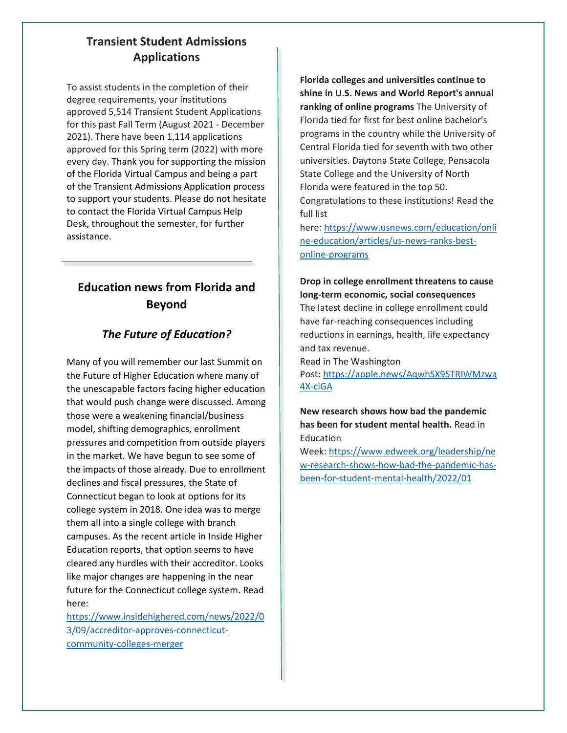## Transient Student Admissions Applications

To assist students in the completion of their degree requirements, your institutions approved 5,514 Transient Student Applications for this past Fall Term (August 2021 - December 2021). There have been 1,114 applications approved for this Spring term (2022) with more every day. Thank you for supporting the mission of the Florida Virtual Campus and being a part of the Transient Admissions Application process to support your students. Please do not hesitate to contact the Florida Virtual Campus Help Desk, throughout the semester, for further assistance.

---

## Education news from Florida and Beyond

### *The Future of Education?*

Many of you will remember our last Summit on the Future of Higher Education where many of the unescapable factors facing higher education that would push change were discussed. Among those were a weakening financial/business model, shifting demographics, enrollment pressures and competition from outside players in the market. We have begun to see some of the impacts of those already. Due to enrollment declines and fiscal pressures, the State of Connecticut began to look at options for its college system in 2018. One idea was to merge them all into a single college with branch campuses. As the recent article in Inside Higher Education reports, that option seems to have cleared any hurdles with their accreditor. Looks like major changes are happening in the near future for the Connecticut college system. Read here: [https://www.insidehighered.com/news/2022/03/09/accreditor-approves-connecticut-community-colleges-merger](https://www.insidehighered.com/news/2022/03/09/accreditor-approves-connecticut-community-colleges-merger)

**Florida colleges and universities continue to shine in U.S. News and World Report's annual ranking of online programs** The University of Florida tied for first for best online bachelor's programs in the country while the University of Central Florida tied for seventh with two other universities. Daytona State College, Pensacola State College and the University of North Florida were featured in the top 50. Congratulations to these institutions! Read the full list here: [https://www.usnews.com/education/online-education/articles/us-news-ranks-best-online-programs](https://www.usnews.com/education/online-education/articles/us-news-ranks-best-online-programs)

**Drop in college enrollment threatens to cause long-term economic, social consequences** The latest decline in college enrollment could have far-reaching consequences including reductions in earnings, health, life expectancy and tax revenue.
Read in The Washington Post: [https://apple.news/AqwhSX9STRIWMzwa4X-ciGA](https://apple.news/AqwhSX9STRIWMzwa4X-ciGA)

**New research shows how bad the pandemic has been for student mental health.** Read in Education Week: [https://www.edweek.org/leadership/new-research-shows-how-bad-the-pandemic-has-been-for-student-mental-health/2022/01](https://www.edweek.org/leadership/new-research-shows-how-bad-the-pandemic-has-been-for-student-mental-health/2022/01)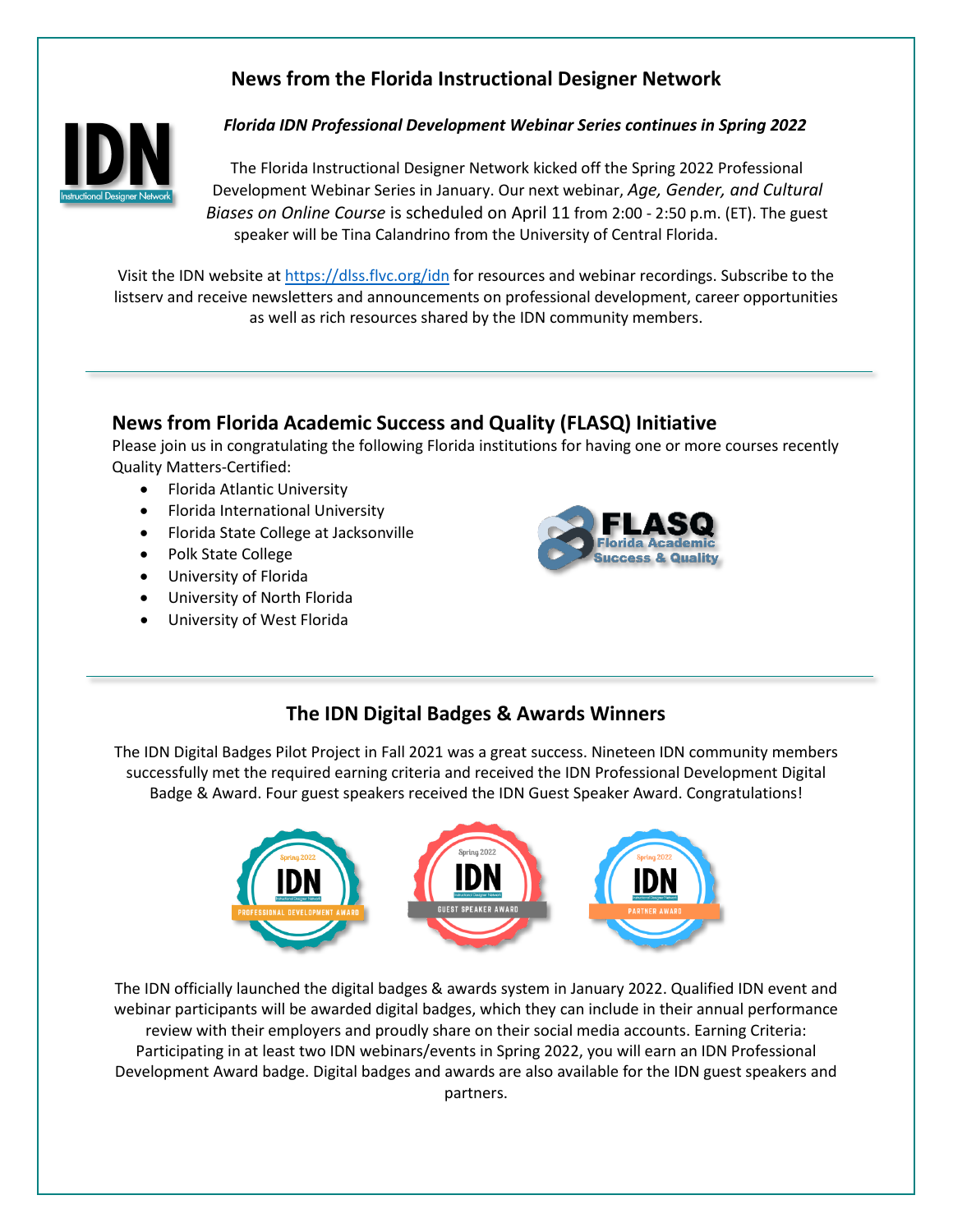## News from the Florida Instructional Designer Network

***Florida IDN Professional Development Webinar Series continues in Spring 2022***

The Florida Instructional Designer Network kicked off the Spring 2022 Professional Development Webinar Series in January. Our next webinar, *Age, Gender, and Cultural Biases on Online Course* is scheduled on April 11 from 2:00 - 2:50 p.m. (ET). The guest speaker will be Tina Calandrino from the University of Central Florida.

Visit the IDN website at https://dlss.flvc.org/idn for resources and webinar recordings. Subscribe to the listserv and receive newsletters and announcements on professional development, career opportunities as well as rich resources shared by the IDN community members.

## News from Florida Academic Success and Quality (FLASQ) Initiative

Please join us in congratulating the following Florida institutions for having one or more courses recently Quality Matters-Certified:

- Florida Atlantic University
- Florida International University
- Florida State College at Jacksonville
- Polk State College
- University of Florida
- University of North Florida
- University of West Florida

## The IDN Digital Badges & Awards Winners

The IDN Digital Badges Pilot Project in Fall 2021 was a great success. Nineteen IDN community members successfully met the required earning criteria and received the IDN Professional Development Digital Badge & Award. Four guest speakers received the IDN Guest Speaker Award. Congratulations!

The IDN officially launched the digital badges & awards system in January 2022. Qualified IDN event and webinar participants will be awarded digital badges, which they can include in their annual performance review with their employers and proudly share on their social media accounts. Earning Criteria: Participating in at least two IDN webinars/events in Spring 2022, you will earn an IDN Professional Development Award badge. Digital badges and awards are also available for the IDN guest speakers and partners.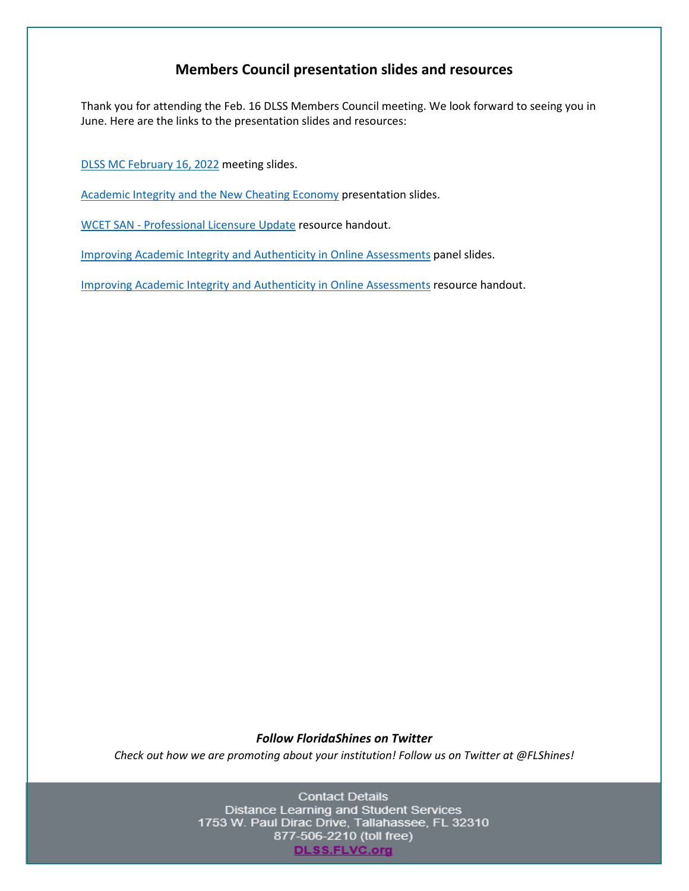## Members Council presentation slides and resources

Thank you for attending the Feb. 16 DLSS Members Council meeting. We look forward to seeing you in June. Here are the links to the presentation slides and resources:

DLSS MC February 16, 2022 meeting slides.

Academic Integrity and the New Cheating Economy presentation slides.

WCET SAN - Professional Licensure Update resource handout.

Improving Academic Integrity and Authenticity in Online Assessments panel slides.

Improving Academic Integrity and Authenticity in Online Assessments resource handout.

***Follow FloridaShines on Twitter***

*Check out how we are promoting about your institution! Follow us on Twitter at @FLShines!*

Contact Details
Distance Learning and Student Services
1753 W. Paul Dirac Drive, Tallahassee, FL 32310
877-506-2210 (toll free)
**DLSS.FLVC.org**